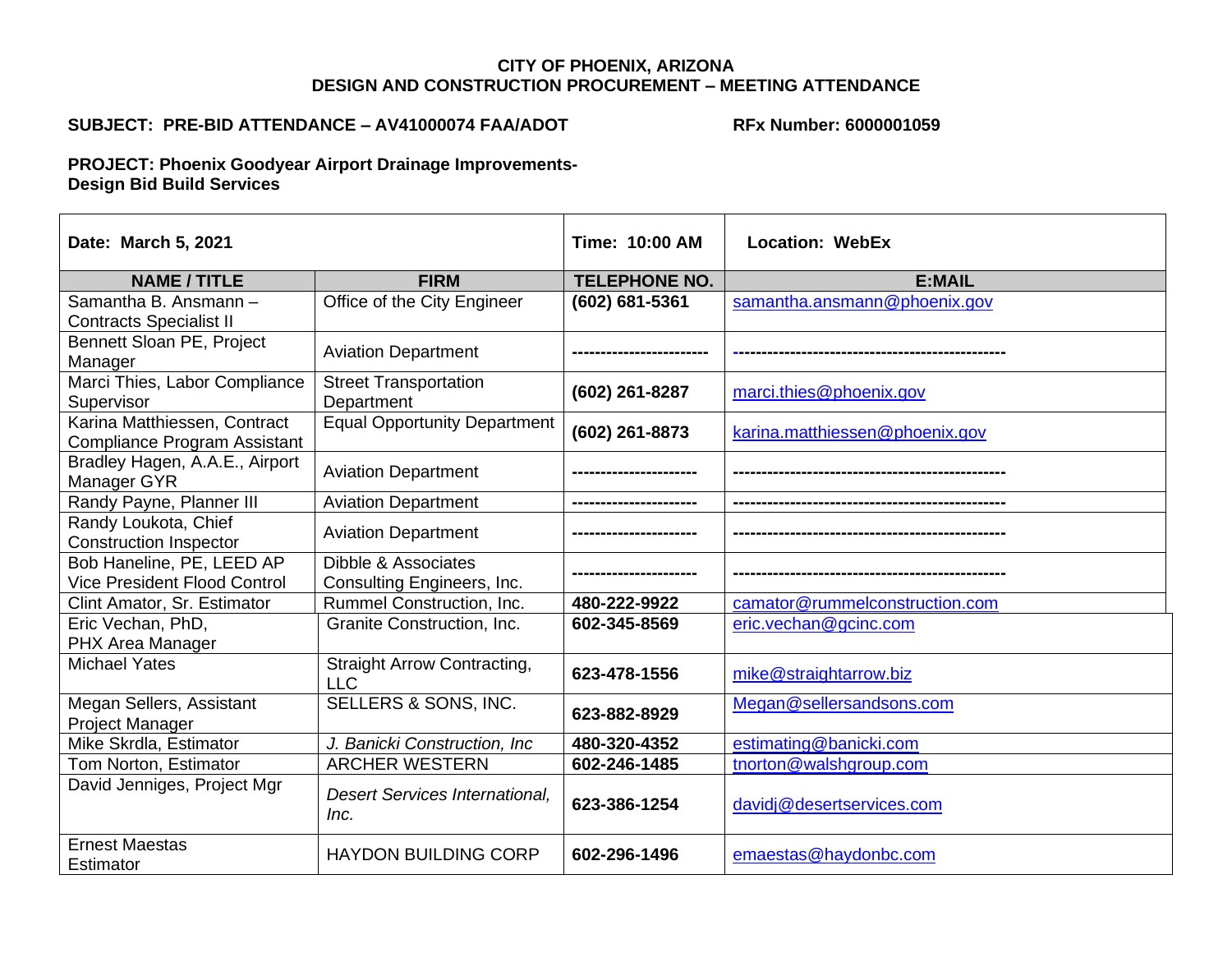**CITY OF PHOENIX, ARIZONA**
**DESIGN AND CONSTRUCTION PROCUREMENT – MEETING ATTENDANCE**

**SUBJECT: PRE-BID ATTENDANCE – AV41000074 FAA/ADOT** **RFx Number: 6000001059**

**PROJECT: Phoenix Goodyear Airport Drainage Improvements-**
**Design Bid Build Services**

| **Date: March 5, 2021** | | **Time: 10:00 AM** | **Location: WebEx** |
|---|---|---|---|
| **NAME / TITLE** | **FIRM** | **TELEPHONE NO.** | **E:MAIL** |
| Samantha B. Ansmann – Contracts Specialist II | Office of the City Engineer | **(602) 681-5361** | samantha.ansmann@phoenix.gov |
| Bennett Sloan PE, Project Manager | Aviation Department | ----------------------- | ----------------------------------------------- |
| Marci Thies, Labor Compliance Supervisor | Street Transportation Department | **(602) 261-8287** | marci.thies@phoenix.gov |
| Karina Matthiessen, Contract Compliance Program Assistant | Equal Opportunity Department | **(602) 261-8873** | karina.matthiessen@phoenix.gov |
| Bradley Hagen, A.A.E., Airport Manager GYR | Aviation Department | --------------------- | ----------------------------------------------- |
| Randy Payne, Planner III | Aviation Department | --------------------- | ----------------------------------------------- |
| Randy Loukota, Chief Construction Inspector | Aviation Department | --------------------- | ----------------------------------------------- |
| Bob Haneline, PE, LEED AP Vice President Flood Control | Dibble & Associates Consulting Engineers, Inc. | --------------------- | ----------------------------------------------- |
| Clint Amator, Sr. Estimator | Rummel Construction, Inc. | **480-222-9922** | camator@rummelconstruction.com |
| Eric Vechan, PhD, PHX Area Manager | Granite Construction, Inc. | **602-345-8569** | eric.vechan@gcinc.com |
| Michael Yates | Straight Arrow Contracting, LLC | **623-478-1556** | mike@straightarrow.biz |
| Megan Sellers, Assistant Project Manager | SELLERS & SONS, INC. | **623-882-8929** | Megan@sellersandsons.com |
| Mike Skrdla, Estimator | *J. Banicki Construction, Inc* | **480-320-4352** | estimating@banicki.com |
| Tom Norton, Estimator | ARCHER WESTERN | **602-246-1485** | tnorton@walshgroup.com |
| David Jenniges, Project Mgr | *Desert Services International, Inc.* | **623-386-1254** | davidj@desertservices.com |
| Ernest Maestas Estimator | HAYDON BUILDING CORP | **602-296-1496** | emaestas@haydonbc.com |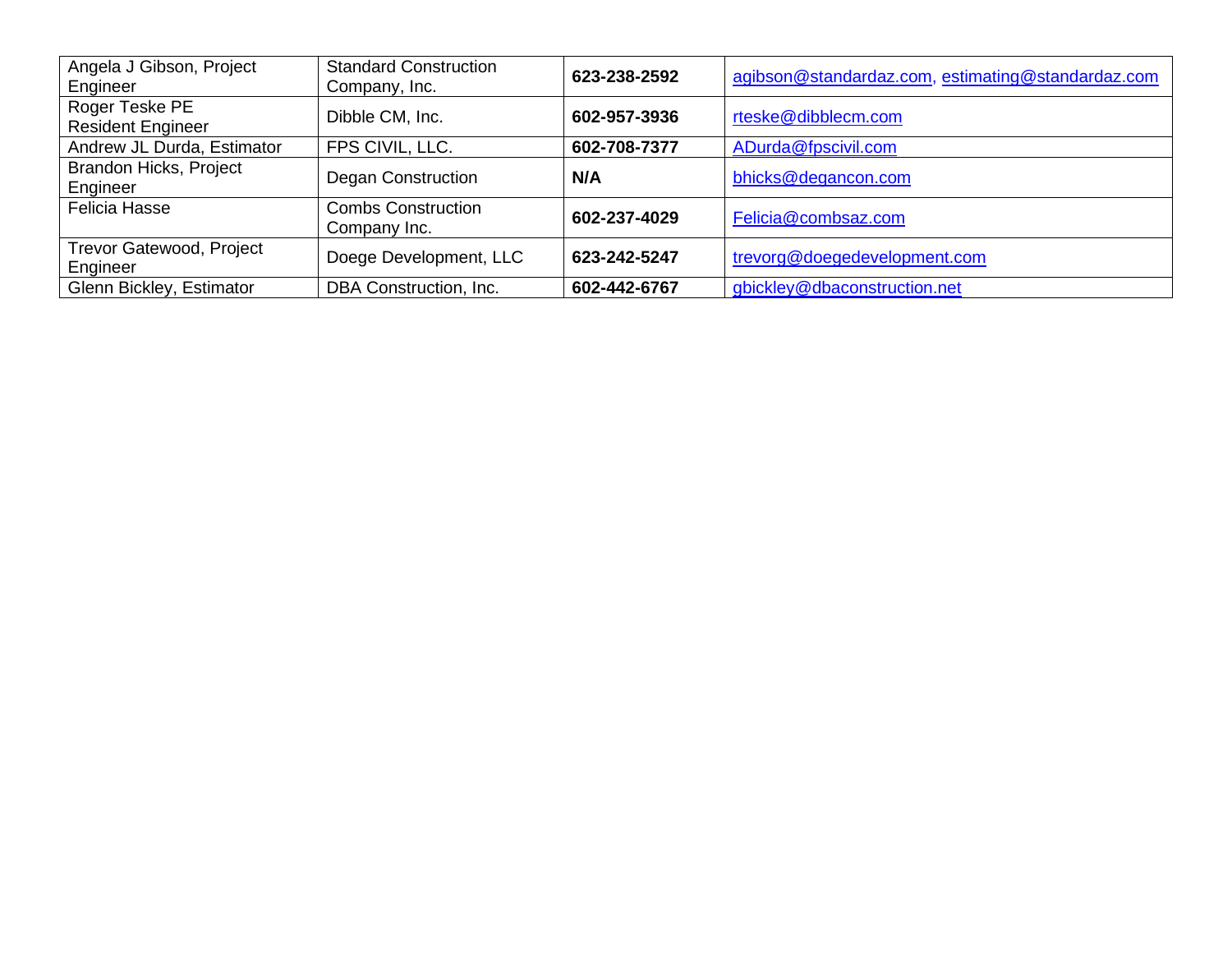| | | | |
|---|---|---|---|
| Angela J Gibson, Project Engineer | Standard Construction Company, Inc. | **623-238-2592** | agibson@standardaz.com, estimating@standardaz.com |
| Roger Teske PE Resident Engineer | Dibble CM, Inc. | **602-957-3936** | rteske@dibblecm.com |
| Andrew JL Durda, Estimator | FPS CIVIL, LLC. | **602-708-7377** | ADurda@fpscivil.com |
| Brandon Hicks, Project Engineer | Degan Construction | **N/A** | bhicks@degancon.com |
| Felicia Hasse | Combs Construction Company Inc. | **602-237-4029** | Felicia@combsaz.com |
| Trevor Gatewood, Project Engineer | Doege Development, LLC | **623-242-5247** | trevorg@doegedevelopment.com |
| Glenn Bickley, Estimator | DBA Construction, Inc. | **602-442-6767** | gbickley@dbaconstruction.net |